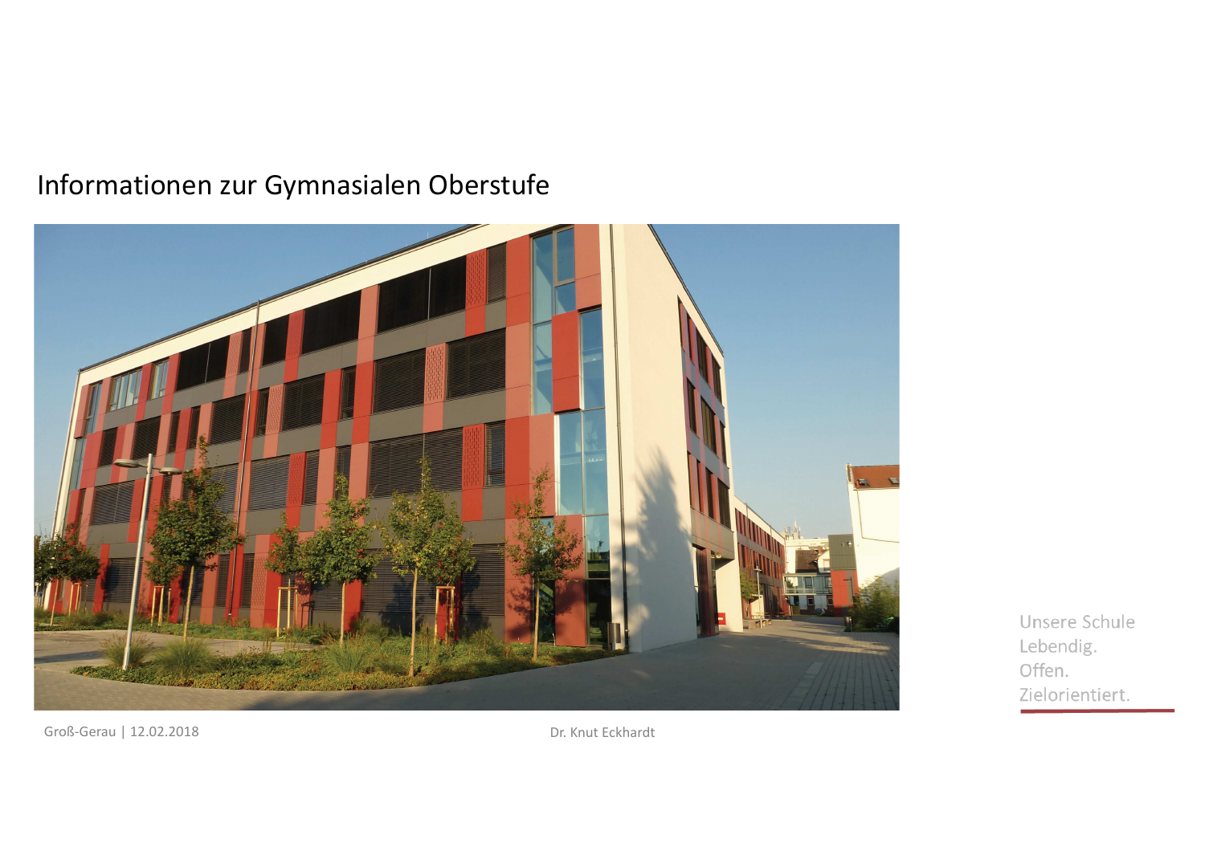# Informationen zur Gymnasialen Oberstufe

Groß-Gerau | 12.02.2018

Dr. Knut Eckhardt

Unsere Schule
Lebendig.
Offen.
Zielorientiert.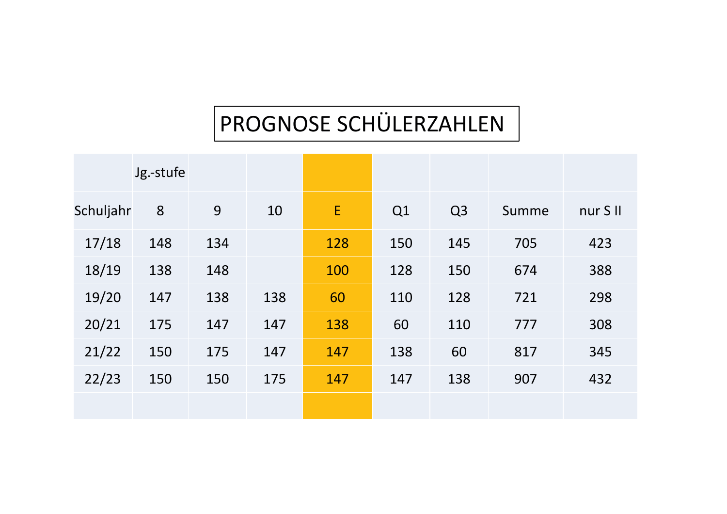# PROGNOSE SCHÜLERZAHLEN

| | Jg.-stufe | | | | | | | |
|---|---|---|---|---|---|---|---|---|
| Schuljahr | 8 | 9 | 10 | E | Q1 | Q3 | Summe | nur S II |
| 17/18 | 148 | 134 | | 128 | 150 | 145 | 705 | 423 |
| 18/19 | 138 | 148 | | 100 | 128 | 150 | 674 | 388 |
| 19/20 | 147 | 138 | 138 | 60 | 110 | 128 | 721 | 298 |
| 20/21 | 175 | 147 | 147 | 138 | 60 | 110 | 777 | 308 |
| 21/22 | 150 | 175 | 147 | 147 | 138 | 60 | 817 | 345 |
| 22/23 | 150 | 150 | 175 | 147 | 147 | 138 | 907 | 432 |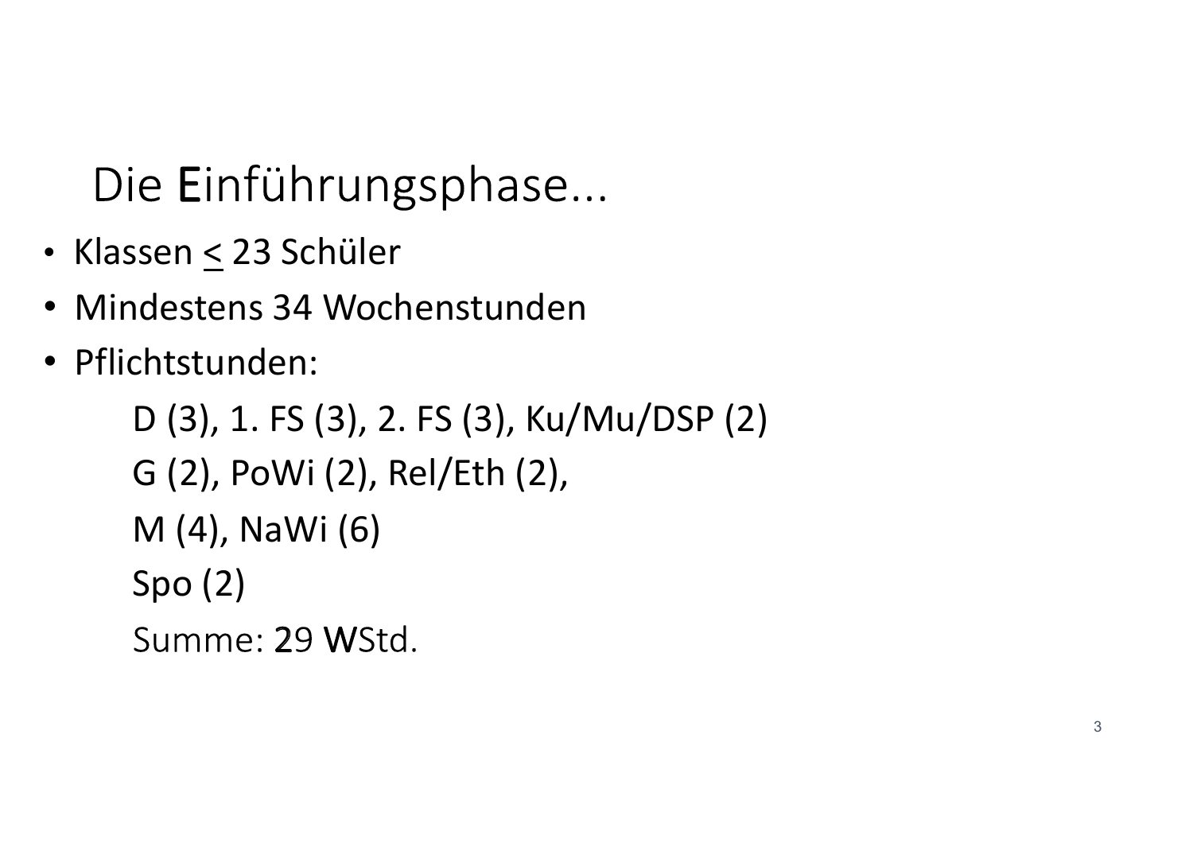# Die Einführungsphase...

- Klassen $\leq$ 23 Schüler
- Mindestens 34 Wochenstunden
- Pflichtstunden:

  D (3), 1. FS (3), 2. FS (3), Ku/Mu/DSP (2)

  G (2), PoWi (2), Rel/Eth (2),

  M (4), NaWi (6)

  Spo (2)

  Summe: 29 WStd.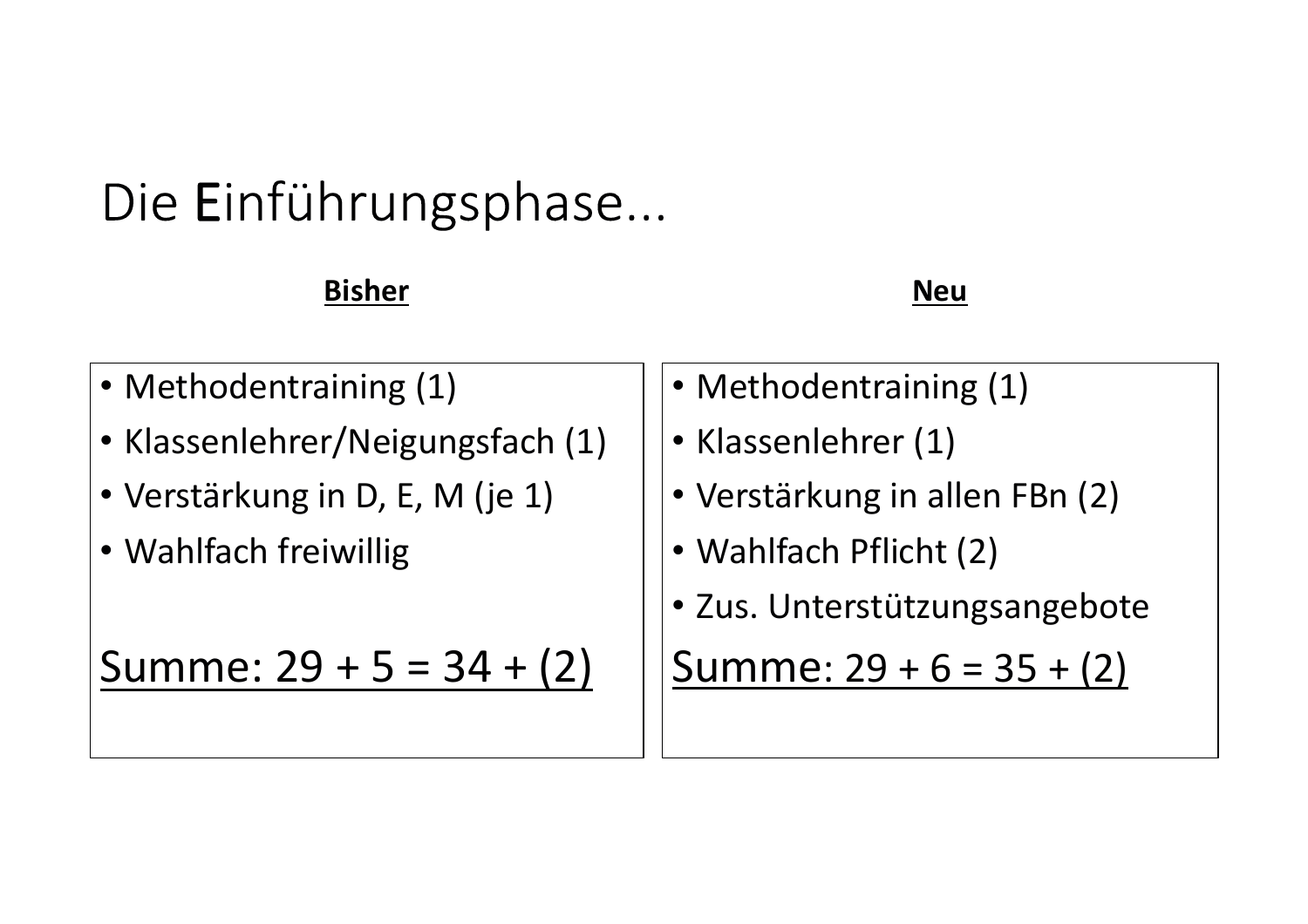# Die Einführungsphase...

**Bisher**

- Methodentraining (1)
- Klassenlehrer/Neigungsfach (1)
- Verstärkung in D, E, M (je 1)
- Wahlfach freiwillig

Summe: 29 + 5 = 34 + (2)

**Neu**

- Methodentraining (1)
- Klassenlehrer (1)
- Verstärkung in allen FBn (2)
- Wahlfach Pflicht (2)
- Zus. Unterstützungsangebote

Summe: 29 + 6 = 35 + (2)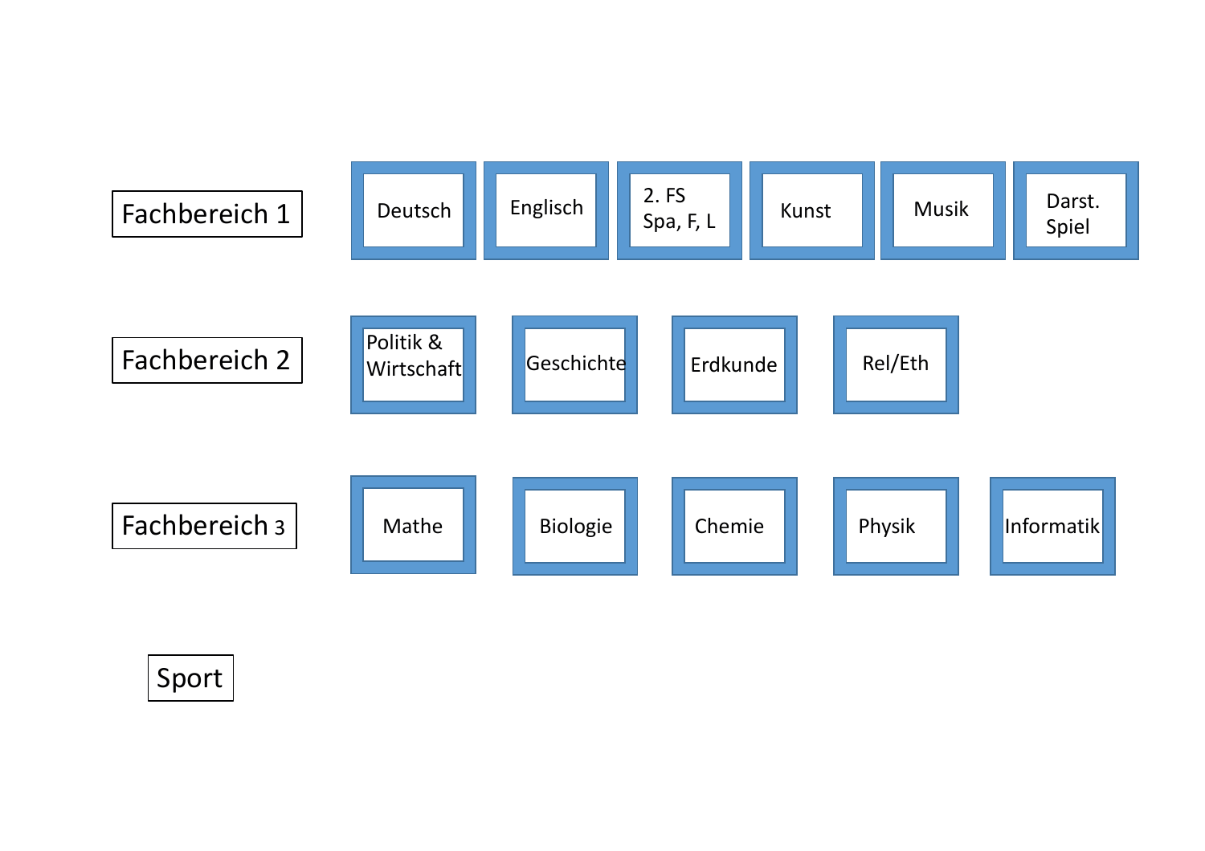**Fachbereich 1**

- Deutsch
- Englisch
- 2. FS Spa, F, L
- Kunst
- Musik
- Darst. Spiel

**Fachbereich 2**

- Politik & Wirtschaft
- Geschichte
- Erdkunde
- Rel/Eth

**Fachbereich 3**

- Mathe
- Biologie
- Chemie
- Physik
- Informatik

**Sport**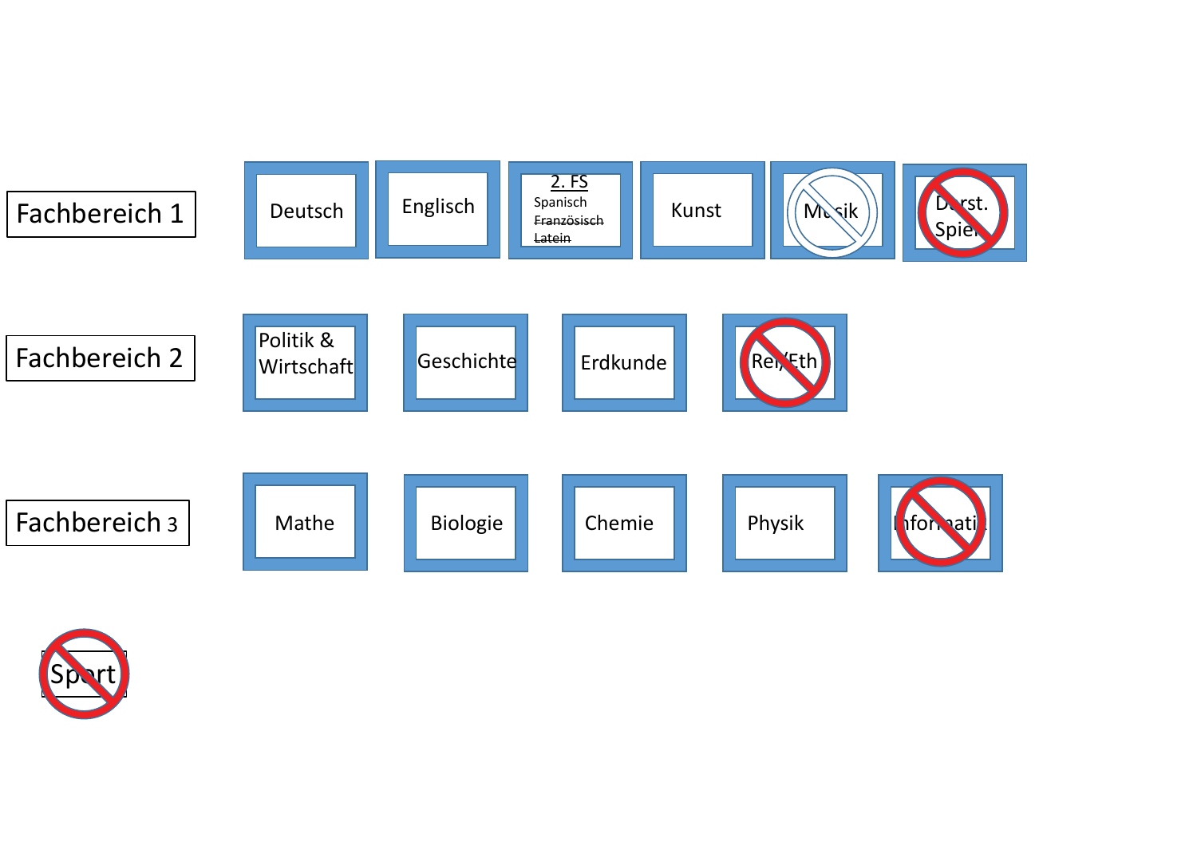Fachbereich 1

- Deutsch
- Englisch
- 2. FS: Spanisch, ~~Französisch~~, ~~Latein~~
- Kunst
- ~~Musik~~
- ~~Darst. Spiel~~

Fachbereich 2

- Politik & Wirtschaft
- Geschichte
- Erdkunde
- ~~Rel/Eth~~

Fachbereich 3

- Mathe
- Biologie
- Chemie
- Physik
- ~~Informatik~~

~~Sport~~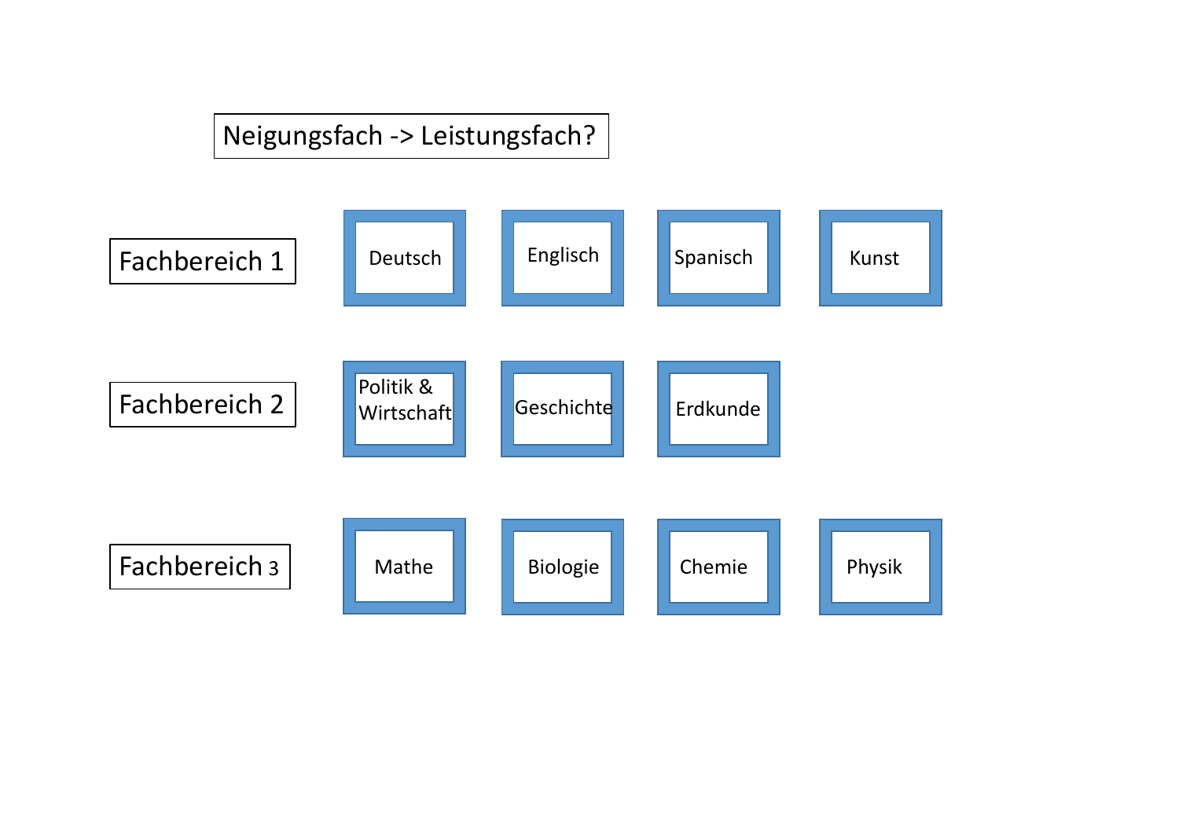# Neigungsfach -> Leistungsfach?

| | | | | |
|---|---|---|---|---|
| Fachbereich 1 | Deutsch | Englisch | Spanisch | Kunst |
| Fachbereich 2 | Politik & Wirtschaft | Geschichte | Erdkunde | |
| Fachbereich 3 | Mathe | Biologie | Chemie | Physik |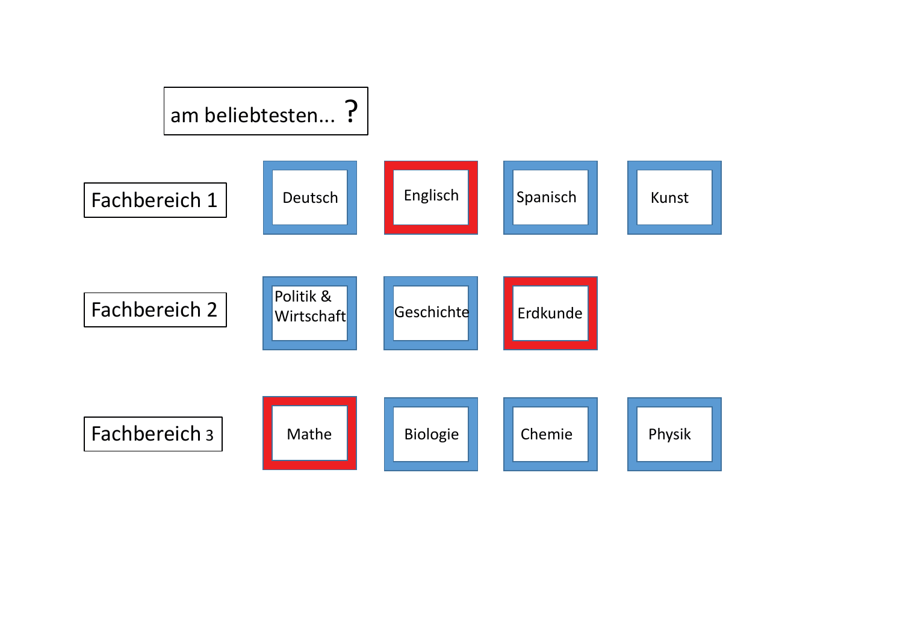am beliebtesten... ?

| | | | | |
|---|---|---|---|---|
| Fachbereich 1 | Deutsch | **Englisch** | Spanisch | Kunst |
| Fachbereich 2 | Politik & Wirtschaft | Geschichte | **Erdkunde** | |
| Fachbereich 3 | **Mathe** | Biologie | Chemie | Physik |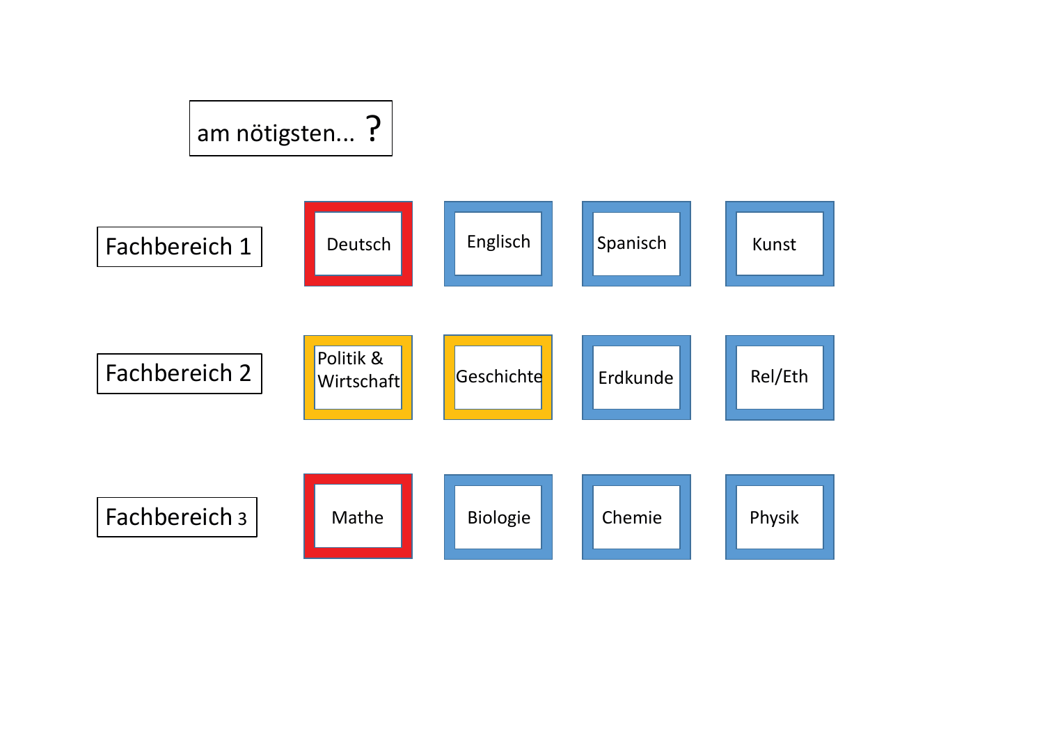am nötigsten... ?

| | | | | |
|---|---|---|---|---|
| Fachbereich 1 | Deutsch | Englisch | Spanisch | Kunst |
| Fachbereich 2 | Politik & Wirtschaft | Geschichte | Erdkunde | Rel/Eth |
| Fachbereich 3 | Mathe | Biologie | Chemie | Physik |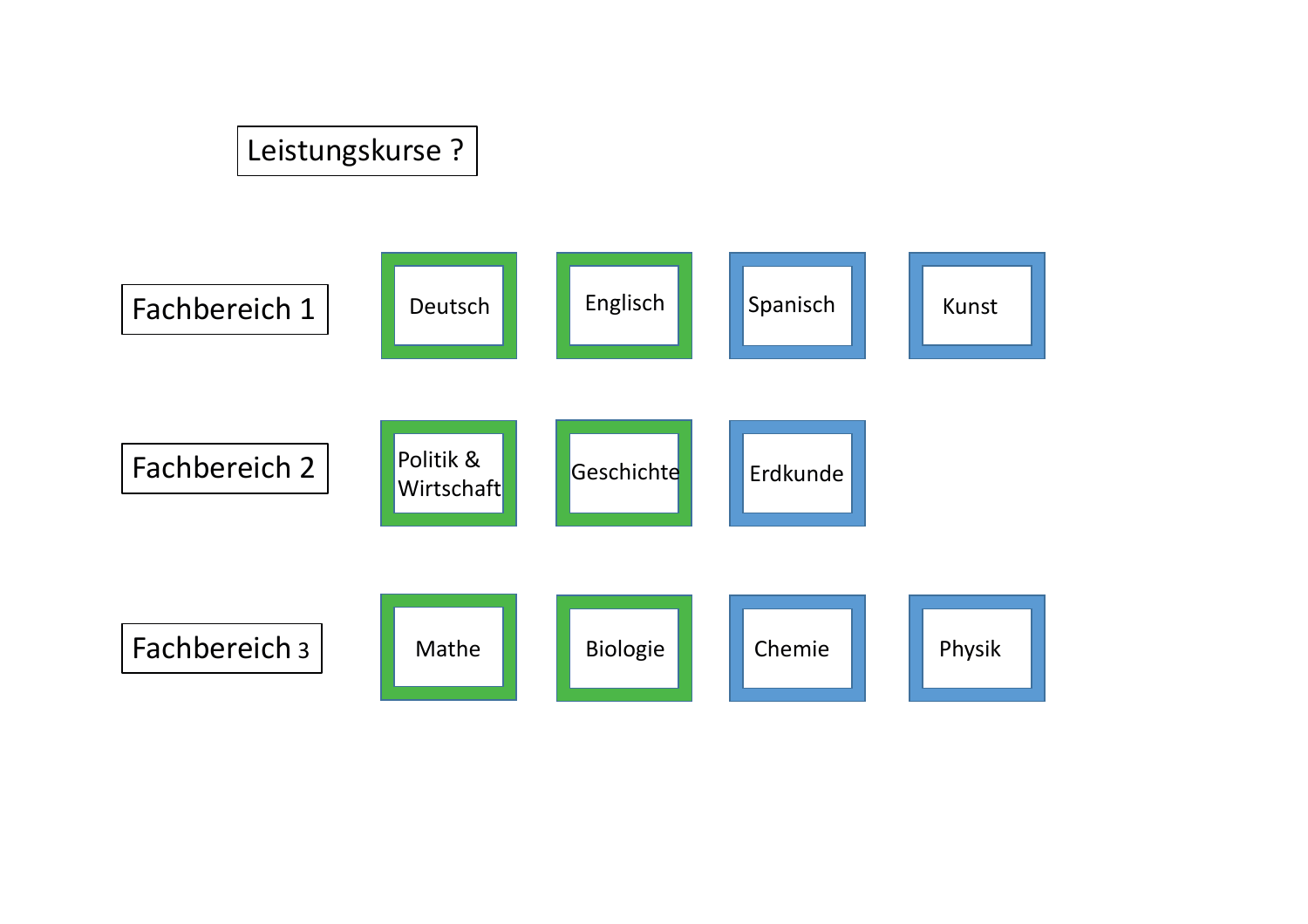# Leistungskurse ?

| Fachbereich 1 | Fachbereich 2 | Fachbereich 3 |
|---|---|---|
| Deutsch | Politik & Wirtschaft | Mathe |
| Englisch | Geschichte | Biologie |
| Spanisch | Erdkunde | Chemie |
| Kunst | | Physik |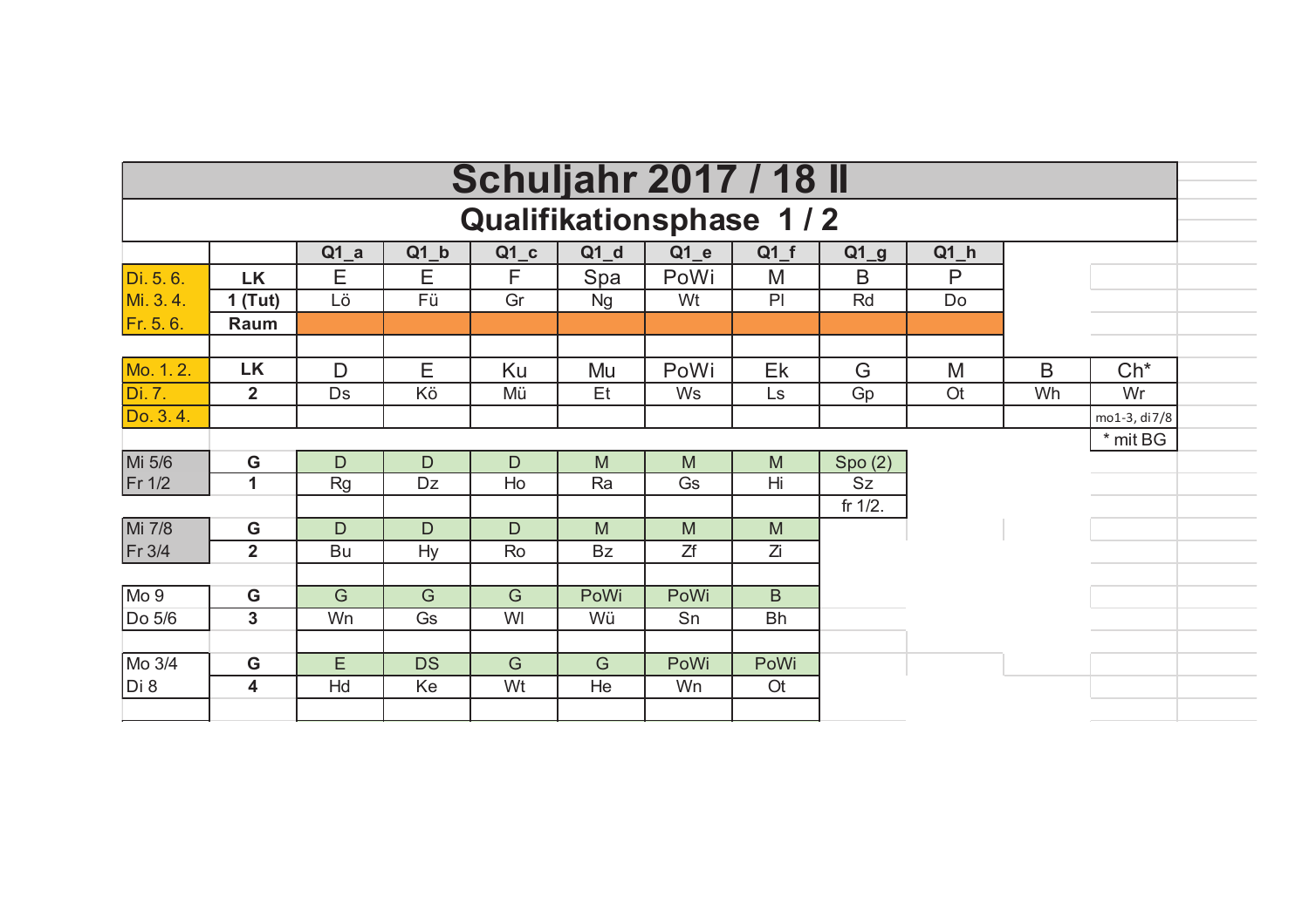# Schuljahr 2017 / 18 II

## Qualifikationsphase 1 / 2

| | | Q1_a | Q1_b | Q1_c | Q1_d | Q1_e | Q1_f | Q1_g | Q1_h | | |
|---|---|---|---|---|---|---|---|---|---|---|---|
| Di. 5. 6. | **LK** | E | E | F | Spa | PoWi | M | B | P | | |
| Mi. 3. 4. | **1 (Tut)** | Lö | Fü | Gr | Ng | Wt | Pl | Rd | Do | | |
| Fr. 5. 6. | **Raum** | | | | | | | | | | |
| | | | | | | | | | | | |
| Mo. 1. 2. | **LK** | D | E | Ku | Mu | PoWi | Ek | G | M | B | Ch* |
| Di. 7. | **2** | Ds | Kö | Mü | Et | Ws | Ls | Gp | Ot | Wh | Wr |
| Do. 3. 4. | | | | | | | | | | | mo1-3, di7/8 |
| | | | | | | | | | | | * mit BG |
| Mi 5/6 | **G** | D | D | D | M | M | M | Spo (2) | | | |
| Fr 1/2 | **1** | Rg | Dz | Ho | Ra | Gs | Hi | Sz | | | |
| | | | | | | | | fr 1/2. | | | |
| Mi 7/8 | **G** | D | D | D | M | M | M | | | | |
| Fr 3/4 | **2** | Bu | Hy | Ro | Bz | Zf | Zi | | | | |
| | | | | | | | | | | | |
| Mo 9 | **G** | G | G | G | PoWi | PoWi | B | | | | |
| Do 5/6 | **3** | Wn | Gs | Wl | Wü | Sn | Bh | | | | |
| | | | | | | | | | | | |
| Mo 3/4 | **G** | E | DS | G | G | PoWi | PoWi | | | | |
| Di 8 | **4** | Hd | Ke | Wt | He | Wn | Ot | | | | |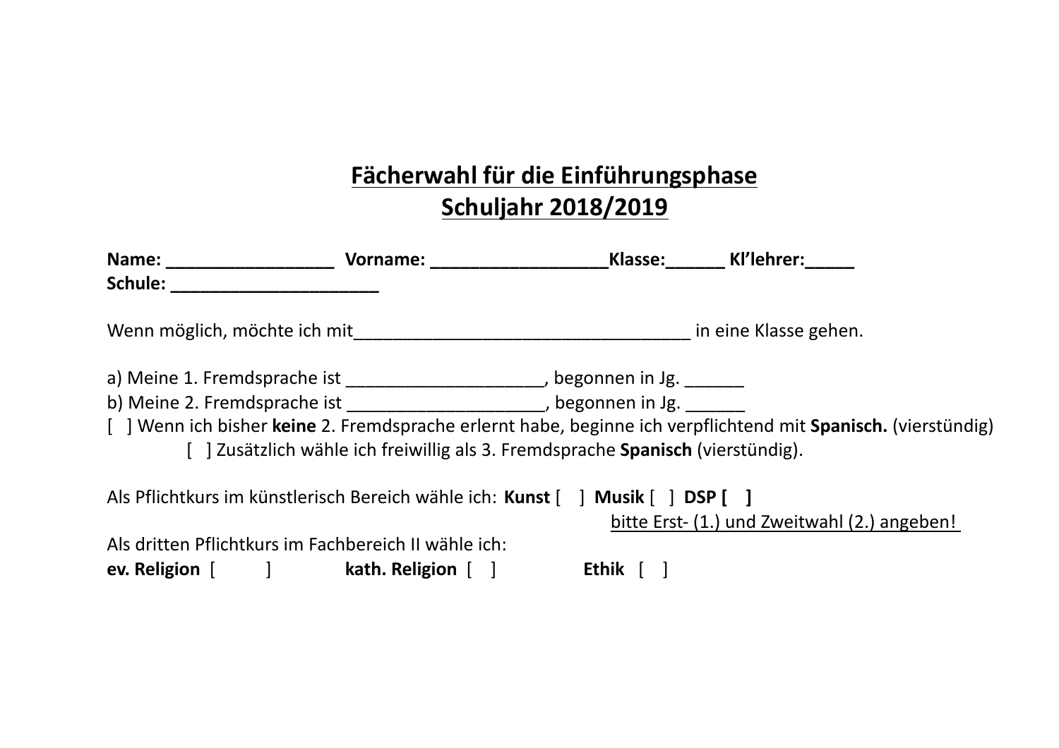# Fächerwahl für die Einführungsphase
# Schuljahr 2018/2019

**Name: _________________ Vorname: __________________Klasse:______ Kl'lehrer:_____**
**Schule: _____________________**

Wenn möglich, möchte ich mit___________________________________ in eine Klasse gehen.

a) Meine 1. Fremdsprache ist ____________________, begonnen in Jg. ______
b) Meine 2. Fremdsprache ist ____________________, begonnen in Jg. ______
[ ] Wenn ich bisher **keine** 2. Fremdsprache erlernt habe, beginne ich verpflichtend mit **Spanisch.** (vierstündig)

[ ] Zusätzlich wähle ich freiwillig als 3. Fremdsprache **Spanisch** (vierstündig).

Als Pflichtkurs im künstlerisch Bereich wähle ich: **Kunst** [ ] **Musik** [ ] **DSP [ ]**
bitte Erst- (1.) und Zweitwahl (2.) angeben!

Als dritten Pflichtkurs im Fachbereich II wähle ich:
**ev. Religion** [ ] **kath. Religion** [ ] **Ethik** [ ]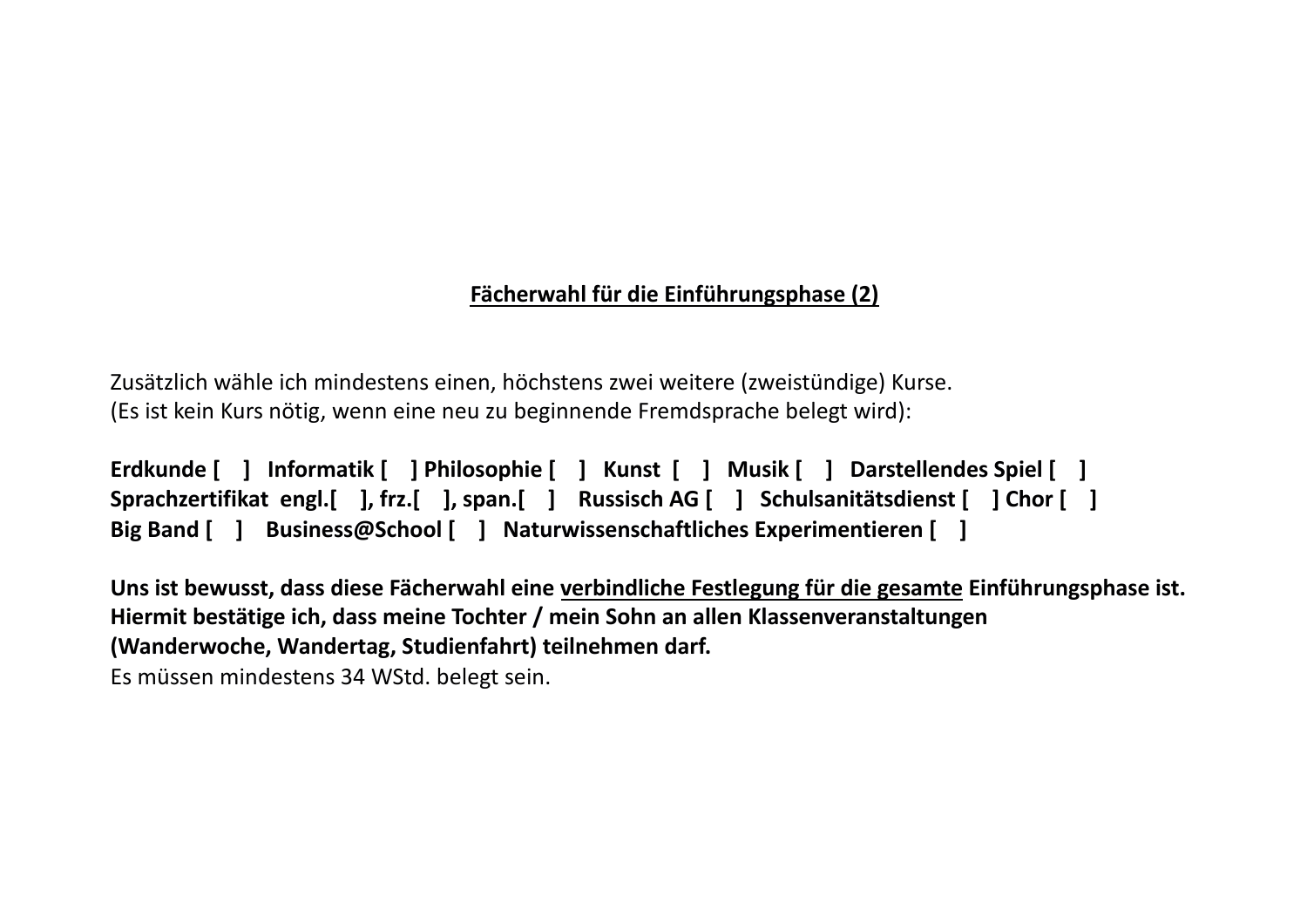**<u>Fächerwahl für die Einführungsphase (2)</u>**

Zusätzlich wähle ich mindestens einen, höchstens zwei weitere (zweistündige) Kurse.
(Es ist kein Kurs nötig, wenn eine neu zu beginnende Fremdsprache belegt wird):

**Erdkunde [ ] Informatik [ ] Philosophie [ ] Kunst [ ] Musik [ ] Darstellendes Spiel [ ]**
**Sprachzertifikat engl.[ ], frz.[ ], span.[ ] Russisch AG [ ] Schulsanitätsdienst [ ] Chor [ ]**
**Big Band [ ] Business@School [ ] Naturwissenschaftliches Experimentieren [ ]**

**Uns ist bewusst, dass diese Fächerwahl eine <u>verbindliche Festlegung für die gesamte</u> Einführungsphase ist.**
**Hiermit bestätige ich, dass meine Tochter / mein Sohn an allen Klassenveranstaltungen**
**(Wanderwoche, Wandertag, Studienfahrt) teilnehmen darf.**
Es müssen mindestens 34 WStd. belegt sein.